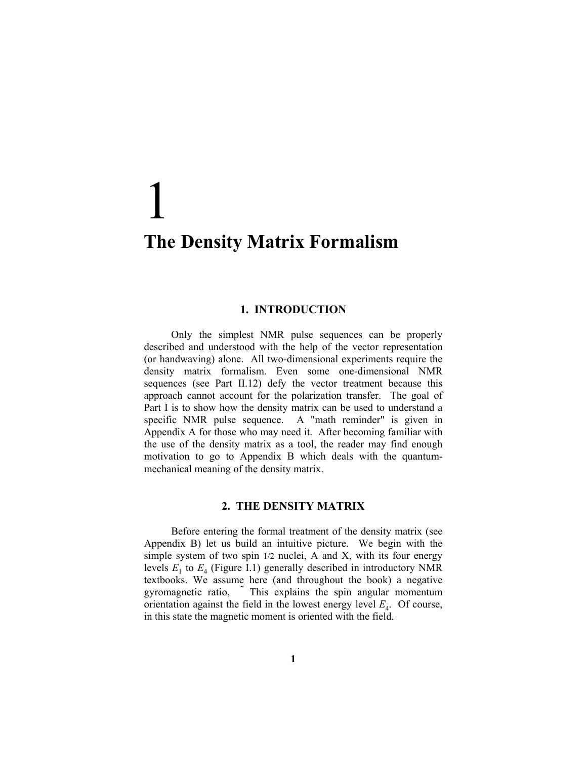# 1

# The Density Matrix Formalism

## 1. INTRODUCTION

Only the simplest NMR pulse sequences can be properly described and understood with the help of the vector representation (or handwaving) alone. All two-dimensional experiments require the density matrix formalism. Even some one-dimensional NMR sequences (see Part II.12) defy the vector treatment because this approach cannot account for the polarization transfer. The goal of Part I is to show how the density matrix can be used to understand a specific NMR pulse sequence. A "math reminder" is given in Appendix A for those who may need it. After becoming familiar with the use of the density matrix as a tool, the reader may find enough motivation to go to Appendix B which deals with the quantum-mechanical meaning of the density matrix.

## 2. THE DENSITY MATRIX

Before entering the formal treatment of the density matrix (see Appendix B) let us build an intuitive picture. We begin with the simple system of two spin 1/2 nuclei, A and X, with its four energy levels $E_1$ to $E_4$ (Figure I.1) generally described in introductory NMR textbooks. We assume here (and throughout the book) a negative gyromagnetic ratio, ~ This explains the spin angular momentum orientation against the field in the lowest energy level $E_4$. Of course, in this state the magnetic moment is oriented with the field.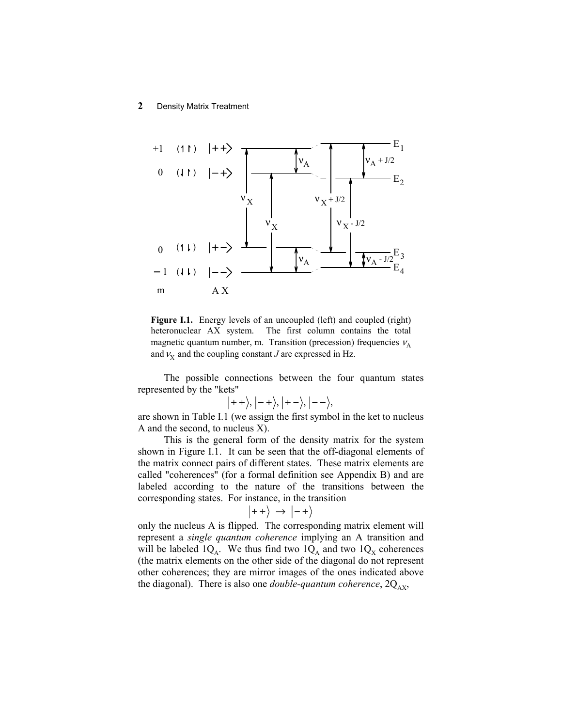Figure I.1. Energy levels of an uncoupled (left) and coupled (right) heteronuclear AX system. The first column contains the total magnetic quantum number, m. Transition (precession) frequencies $\nu_A$ and $\nu_X$ and the coupling constant $J$ are expressed in Hz.

The possible connections between the four quantum states represented by the "kets"

$$|++\rangle, |-+\rangle, |+-\rangle, |--\rangle,$$

are shown in Table I.1 (we assign the first symbol in the ket to nucleus A and the second, to nucleus X).

This is the general form of the density matrix for the system shown in Figure I.1. It can be seen that the off-diagonal elements of the matrix connect pairs of different states. These matrix elements are called "coherences" (for a formal definition see Appendix B) and are labeled according to the nature of the transitions between the corresponding states. For instance, in the transition

$$|++\rangle \rightarrow |-+\rangle$$

only the nucleus A is flipped. The corresponding matrix element will represent a *single quantum coherence* implying an A transition and will be labeled $1Q_A$. We thus find two $1Q_A$ and two $1Q_X$ coherences (the matrix elements on the other side of the diagonal do not represent other coherences; they are mirror images of the ones indicated above the diagonal). There is also one *double-quantum coherence*, $2Q_{AX}$,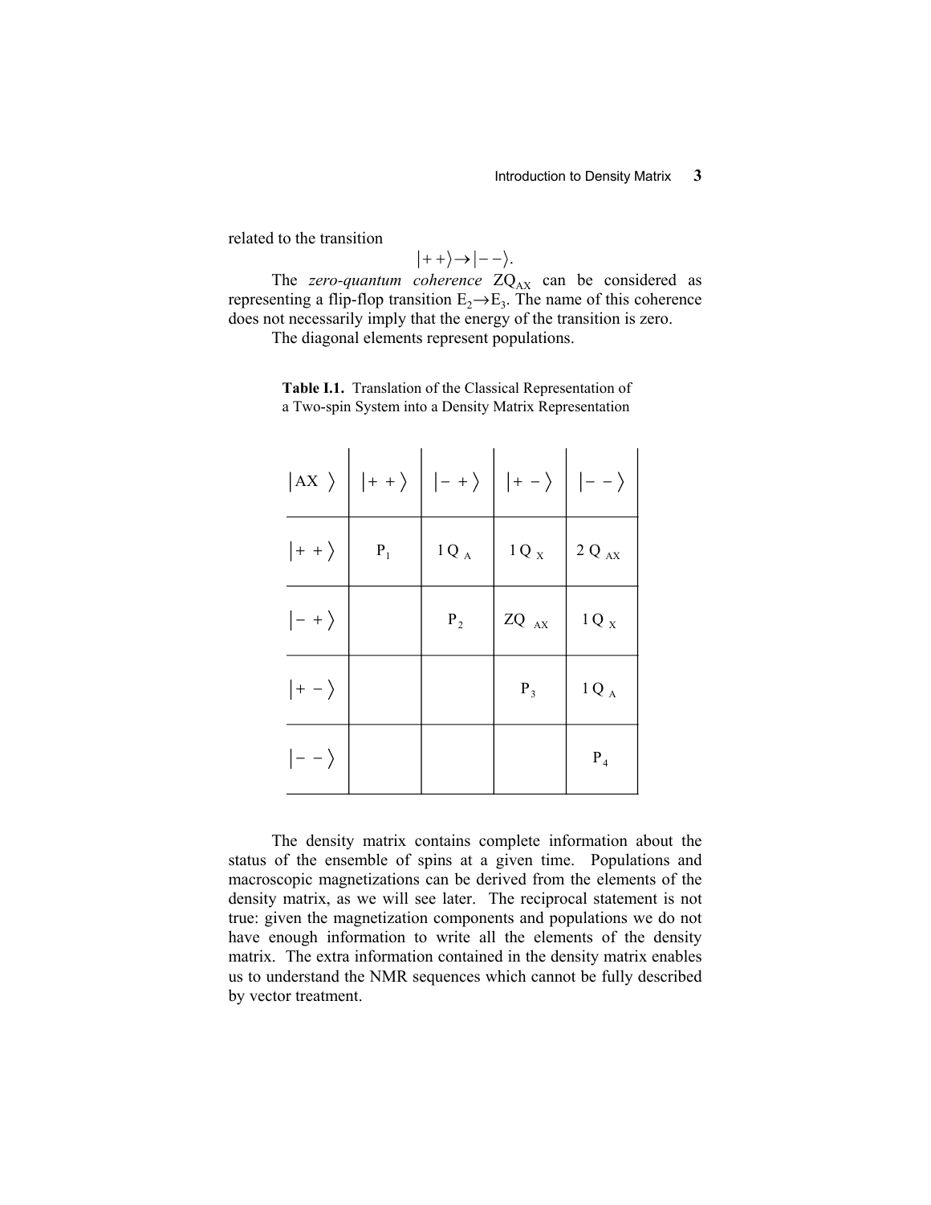related to the transition

$$|++\rangle \rightarrow |--\rangle.$$

The *zero-quantum coherence* $ZQ_{AX}$ can be considered as representing a flip-flop transition $E_2 \rightarrow E_3$. The name of this coherence does not necessarily imply that the energy of the transition is zero.

The diagonal elements represent populations.

**Table I.1.** Translation of the Classical Representation of a Two-spin System into a Density Matrix Representation

| $\lvert AX\rangle$ | $\lvert ++\rangle$ | $\lvert -+\rangle$ | $\lvert +-\rangle$ | $\lvert --\rangle$ |
|---|---|---|---|---|
| $\lvert ++\rangle$ | $P_1$ | $1Q_A$ | $1Q_X$ | $2Q_{AX}$ |
| $\lvert -+\rangle$ | | $P_2$ | $ZQ_{AX}$ | $1Q_X$ |
| $\lvert +-\rangle$ | | | $P_3$ | $1Q_A$ |
| $\lvert --\rangle$ | | | | $P_4$ |

The density matrix contains complete information about the status of the ensemble of spins at a given time. Populations and macroscopic magnetizations can be derived from the elements of the density matrix, as we will see later. The reciprocal statement is not true: given the magnetization components and populations we do not have enough information to write all the elements of the density matrix. The extra information contained in the density matrix enables us to understand the NMR sequences which cannot be fully described by vector treatment.